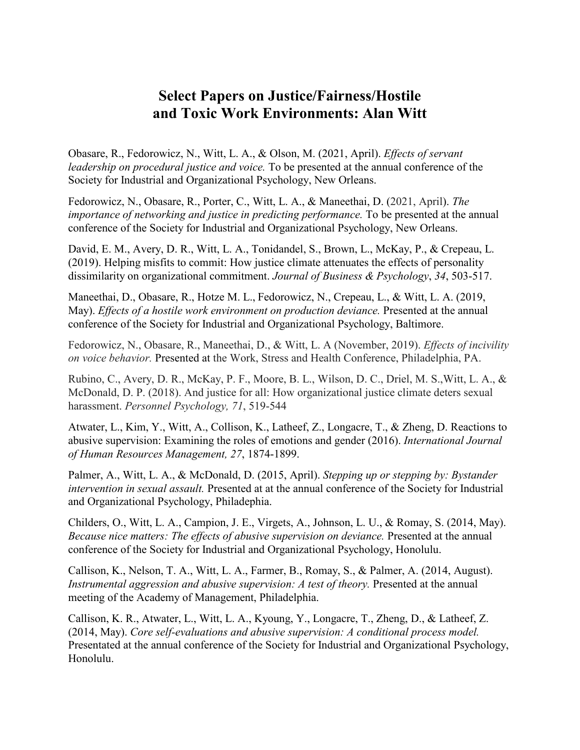# Select Papers on Justice/Fairness/Hostile and Toxic Work Environments: Alan Witt

Obasare, R., Fedorowicz, N., Witt, L. A., & Olson, M. (2021, April). *Effects of servant leadership on procedural justice and voice.* To be presented at the annual conference of the Society for Industrial and Organizational Psychology, New Orleans.

Fedorowicz, N., Obasare, R., Porter, C., Witt, L. A., & Maneethai, D. (2021, April). *The importance of networking and justice in predicting performance.* To be presented at the annual conference of the Society for Industrial and Organizational Psychology, New Orleans.

David, E. M., Avery, D. R., Witt, L. A., Tonidandel, S., Brown, L., McKay, P., & Crepeau, L. (2019). Helping misfits to commit: How justice climate attenuates the effects of personality dissimilarity on organizational commitment. *Journal of Business & Psychology*, *34*, 503-517.

Maneethai, D., Obasare, R., Hotze M. L., Fedorowicz, N., Crepeau, L., & Witt, L. A. (2019, May). *Effects of a hostile work environment on production deviance.* Presented at the annual conference of the Society for Industrial and Organizational Psychology, Baltimore.

Fedorowicz, N., Obasare, R., Maneethai, D., & Witt, L. A (November, 2019). *Effects of incivility on voice behavior.* Presented at the Work, Stress and Health Conference, Philadelphia, PA.

Rubino, C., Avery, D. R., McKay, P. F., Moore, B. L., Wilson, D. C., Driel, M. S.,Witt, L. A., & McDonald, D. P. (2018). And justice for all: How organizational justice climate deters sexual harassment. *Personnel Psychology, 71*, 519-544

Atwater, L., Kim, Y., Witt, A., Collison, K., Latheef, Z., Longacre, T., & Zheng, D. Reactions to abusive supervision: Examining the roles of emotions and gender (2016). *International Journal of Human Resources Management, 27*, 1874-1899.

Palmer, A., Witt, L. A., & McDonald, D. (2015, April). *Stepping up or stepping by: Bystander intervention in sexual assault.* Presented at at the annual conference of the Society for Industrial and Organizational Psychology, Philadephia.

Childers, O., Witt, L. A., Campion, J. E., Virgets, A., Johnson, L. U., & Romay, S. (2014, May). *Because nice matters: The effects of abusive supervision on deviance.* Presented at the annual conference of the Society for Industrial and Organizational Psychology, Honolulu.

Callison, K., Nelson, T. A., Witt, L. A., Farmer, B., Romay, S., & Palmer, A. (2014, August). *Instrumental aggression and abusive supervision: A test of theory.* Presented at the annual meeting of the Academy of Management, Philadelphia.

Callison, K. R., Atwater, L., Witt, L. A., Kyoung, Y., Longacre, T., Zheng, D., & Latheef, Z. (2014, May). *Core self-evaluations and abusive supervision: A conditional process model.* Presentated at the annual conference of the Society for Industrial and Organizational Psychology, Honolulu.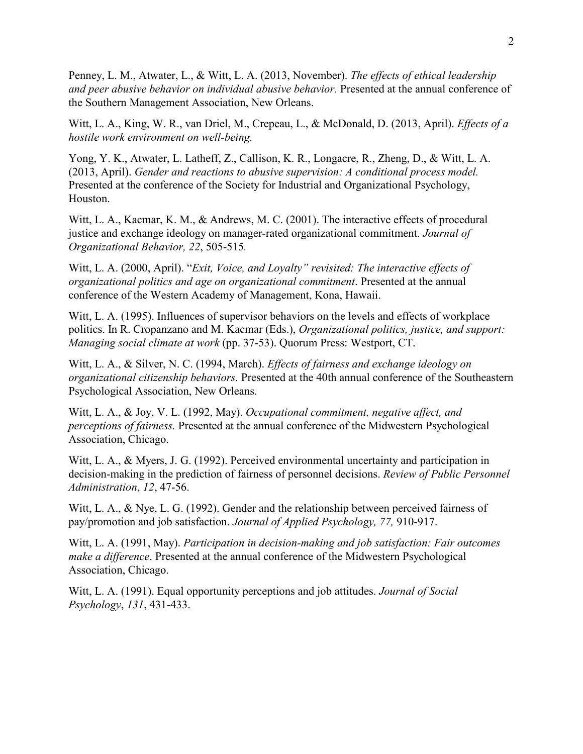Penney, L. M., Atwater, L., & Witt, L. A. (2013, November). *The effects of ethical leadership and peer abusive behavior on individual abusive behavior.* Presented at the annual conference of the Southern Management Association, New Orleans.

Witt, L. A., King, W. R., van Driel, M., Crepeau, L., & McDonald, D. (2013, April). *Effects of a hostile work environment on well-being.*

Yong, Y. K., Atwater, L. Latheff, Z., Callison, K. R., Longacre, R., Zheng, D., & Witt, L. A. (2013, April). *Gender and reactions to abusive supervision: A conditional process model.* Presented at the conference of the Society for Industrial and Organizational Psychology, Houston.

Witt, L. A., Kacmar, K. M., & Andrews, M. C. (2001). The interactive effects of procedural justice and exchange ideology on manager-rated organizational commitment. *Journal of Organizational Behavior, 22*, 505-515*.*

Witt, L. A. (2000, April). "*Exit, Voice, and Loyalty" revisited: The interactive effects of organizational politics and age on organizational commitment*. Presented at the annual conference of the Western Academy of Management, Kona, Hawaii.

Witt, L. A. (1995). Influences of supervisor behaviors on the levels and effects of workplace politics. In R. Cropanzano and M. Kacmar (Eds.), *Organizational politics, justice, and support: Managing social climate at work* (pp. 37-53). Quorum Press: Westport, CT.

Witt, L. A., & Silver, N. C. (1994, March). *Effects of fairness and exchange ideology on organizational citizenship behaviors.* Presented at the 40th annual conference of the Southeastern Psychological Association, New Orleans.

Witt, L. A., & Joy, V. L. (1992, May). *Occupational commitment, negative affect, and perceptions of fairness.* Presented at the annual conference of the Midwestern Psychological Association, Chicago.

Witt, L. A., & Myers, J. G. (1992). Perceived environmental uncertainty and participation in decision-making in the prediction of fairness of personnel decisions. *Review of Public Personnel Administration*, *12*, 47-56.

Witt, L. A., & Nye, L. G. (1992). Gender and the relationship between perceived fairness of pay/promotion and job satisfaction. *Journal of Applied Psychology, 77,* 910-917.

Witt, L. A. (1991, May). *Participation in decision-making and job satisfaction: Fair outcomes make a difference*. Presented at the annual conference of the Midwestern Psychological Association, Chicago.

Witt, L. A. (1991). Equal opportunity perceptions and job attitudes. *Journal of Social Psychology*, *131*, 431-433.